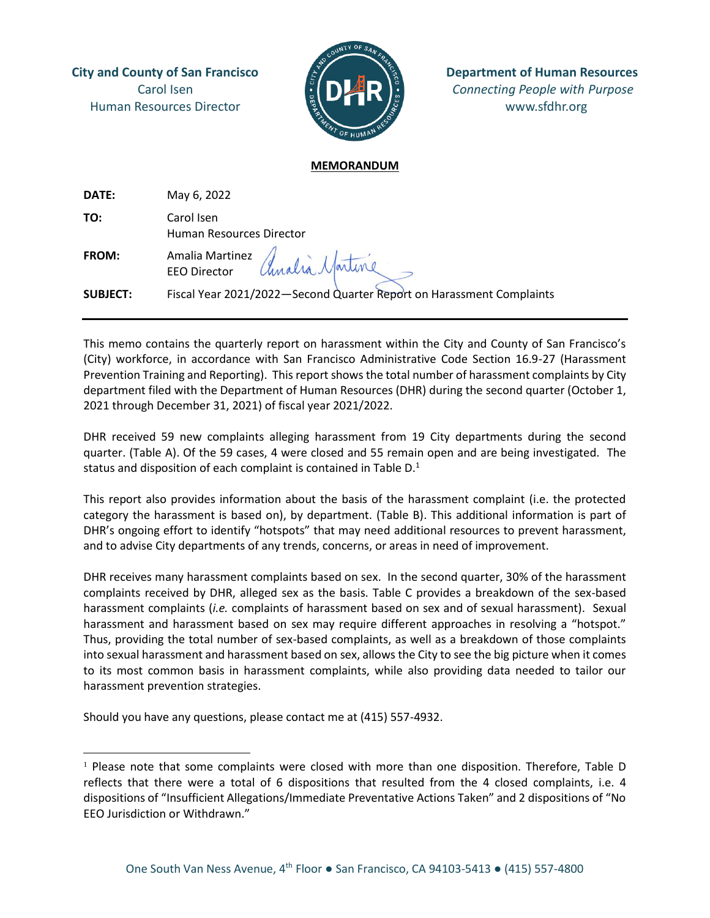**City and County of San Francisco**
Carol Isen
Human Resources Director

**Department of Human Resources**
*Connecting People with Purpose*
www.sfdhr.org

**MEMORANDUM**

**DATE:** May 6, 2022

**TO:** Carol Isen
Human Resources Director

**FROM:** Amalia Martinez
EEO Director

**SUBJECT:** Fiscal Year 2021/2022—Second Quarter Report on Harassment Complaints

---

This memo contains the quarterly report on harassment within the City and County of San Francisco's (City) workforce, in accordance with San Francisco Administrative Code Section 16.9-27 (Harassment Prevention Training and Reporting). This report shows the total number of harassment complaints by City department filed with the Department of Human Resources (DHR) during the second quarter (October 1, 2021 through December 31, 2021) of fiscal year 2021/2022.

DHR received 59 new complaints alleging harassment from 19 City departments during the second quarter. (Table A). Of the 59 cases, 4 were closed and 55 remain open and are being investigated. The status and disposition of each complaint is contained in Table D.[1]

This report also provides information about the basis of the harassment complaint (i.e. the protected category the harassment is based on), by department. (Table B). This additional information is part of DHR's ongoing effort to identify "hotspots" that may need additional resources to prevent harassment, and to advise City departments of any trends, concerns, or areas in need of improvement.

DHR receives many harassment complaints based on sex. In the second quarter, 30% of the harassment complaints received by DHR, alleged sex as the basis. Table C provides a breakdown of the sex-based harassment complaints (*i.e.* complaints of harassment based on sex and of sexual harassment). Sexual harassment and harassment based on sex may require different approaches in resolving a "hotspot." Thus, providing the total number of sex-based complaints, as well as a breakdown of those complaints into sexual harassment and harassment based on sex, allows the City to see the big picture when it comes to its most common basis in harassment complaints, while also providing data needed to tailor our harassment prevention strategies.

Should you have any questions, please contact me at (415) 557-4932.

---

[1] Please note that some complaints were closed with more than one disposition. Therefore, Table D reflects that there were a total of 6 dispositions that resulted from the 4 closed complaints, i.e. 4 dispositions of "Insufficient Allegations/Immediate Preventative Actions Taken" and 2 dispositions of "No EEO Jurisdiction or Withdrawn."

One South Van Ness Avenue, 4th Floor ● San Francisco, CA 94103-5413 ● (415) 557-4800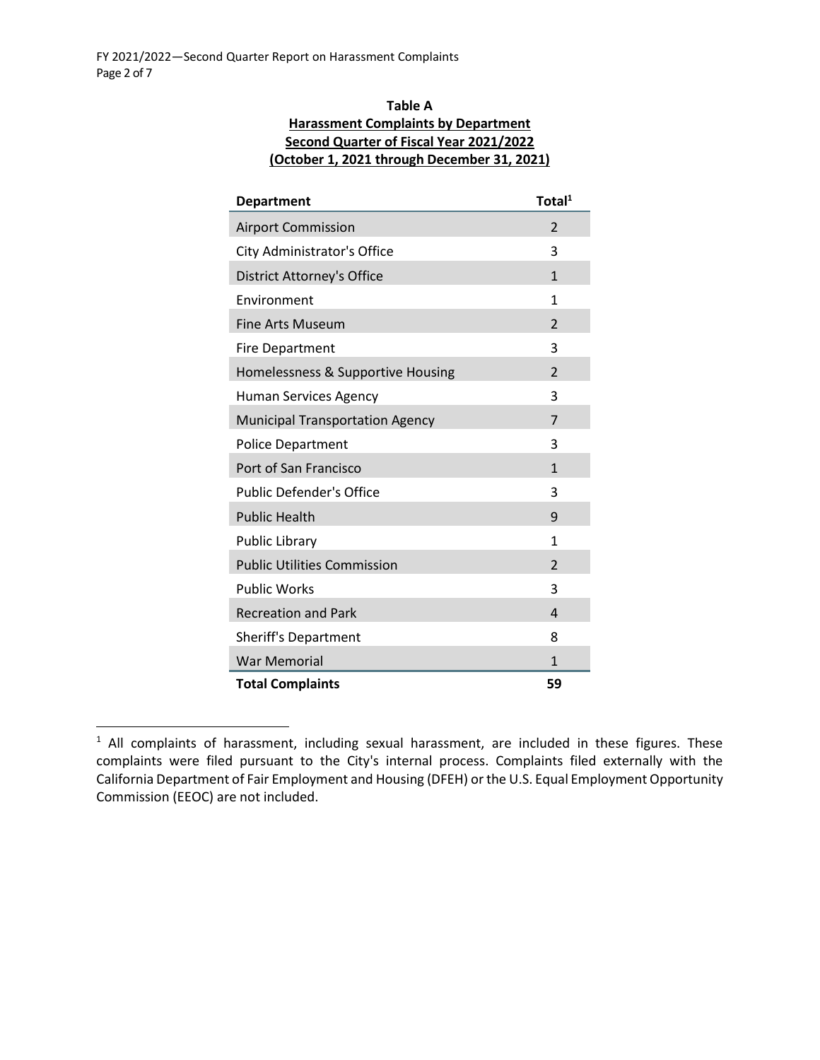**Table A**

**Harassment Complaints by Department**
**Second Quarter of Fiscal Year 2021/2022**
**(October 1, 2021 through December 31, 2021)**

| Department | Total[1] |
|---|---|
| Airport Commission | 2 |
| City Administrator's Office | 3 |
| District Attorney's Office | 1 |
| Environment | 1 |
| Fine Arts Museum | 2 |
| Fire Department | 3 |
| Homelessness & Supportive Housing | 2 |
| Human Services Agency | 3 |
| Municipal Transportation Agency | 7 |
| Police Department | 3 |
| Port of San Francisco | 1 |
| Public Defender's Office | 3 |
| Public Health | 9 |
| Public Library | 1 |
| Public Utilities Commission | 2 |
| Public Works | 3 |
| Recreation and Park | 4 |
| Sheriff's Department | 8 |
| War Memorial | 1 |
| **Total Complaints** | **59** |

[1] All complaints of harassment, including sexual harassment, are included in these figures. These complaints were filed pursuant to the City's internal process. Complaints filed externally with the California Department of Fair Employment and Housing (DFEH) or the U.S. Equal Employment Opportunity Commission (EEOC) are not included.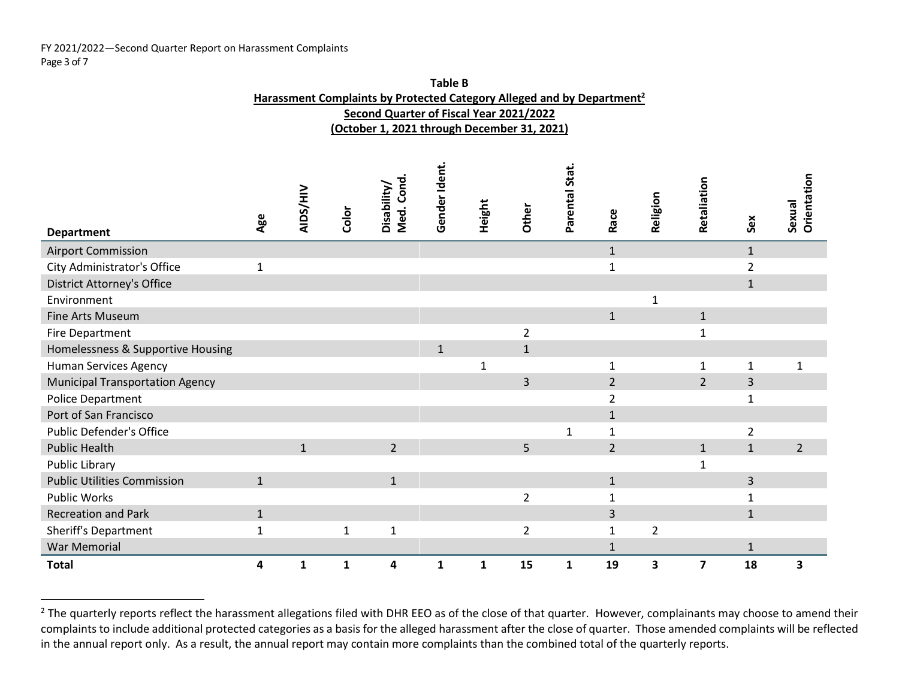**Table B**
**Harassment Complaints by Protected Category Alleged and by Department[2]**
**Second Quarter of Fiscal Year 2021/2022**
**(October 1, 2021 through December 31, 2021)**

| Department | Age | AIDS/HIV | Color | Disability/ Med. Cond. | Gender Ident. | Height | Other | Parental Stat. | Race | Religion | Retaliation | Sex | Sexual Orientation |
|---|---|---|---|---|---|---|---|---|---|---|---|---|---|
| Airport Commission | | | | | | | | | 1 | | | 1 | |
| City Administrator's Office | 1 | | | | | | | | 1 | | | 2 | |
| District Attorney's Office | | | | | | | | | | | | 1 | |
| Environment | | | | | | | | | | 1 | | | |
| Fine Arts Museum | | | | | | | | | 1 | | 1 | | |
| Fire Department | | | | | | | 2 | | | | 1 | | |
| Homelessness & Supportive Housing | | | | | 1 | | 1 | | | | | | |
| Human Services Agency | | | | | | 1 | | | 1 | | 1 | 1 | 1 |
| Municipal Transportation Agency | | | | | | | 3 | | 2 | | 2 | 3 | |
| Police Department | | | | | | | | | 2 | | | 1 | |
| Port of San Francisco | | | | | | | | | 1 | | | | |
| Public Defender's Office | | | | | | | | 1 | 1 | | | 2 | |
| Public Health | | 1 | | 2 | | | 5 | | 2 | | 1 | 1 | 2 |
| Public Library | | | | | | | | | | | 1 | | |
| Public Utilities Commission | 1 | | | 1 | | | | | 1 | | | 3 | |
| Public Works | | | | | | | 2 | | 1 | | | 1 | |
| Recreation and Park | 1 | | | | | | | | 3 | | | 1 | |
| Sheriff's Department | 1 | | 1 | 1 | | | 2 | | 1 | 2 | | | |
| War Memorial | | | | | | | | | 1 | | | 1 | |
| **Total** | **4** | **1** | **1** | **4** | **1** | **1** | **15** | **1** | **19** | **3** | **7** | **18** | **3** |

[2] The quarterly reports reflect the harassment allegations filed with DHR EEO as of the close of that quarter. However, complainants may choose to amend their complaints to include additional protected categories as a basis for the alleged harassment after the close of quarter. Those amended complaints will be reflected in the annual report only. As a result, the annual report may contain more complaints than the combined total of the quarterly reports.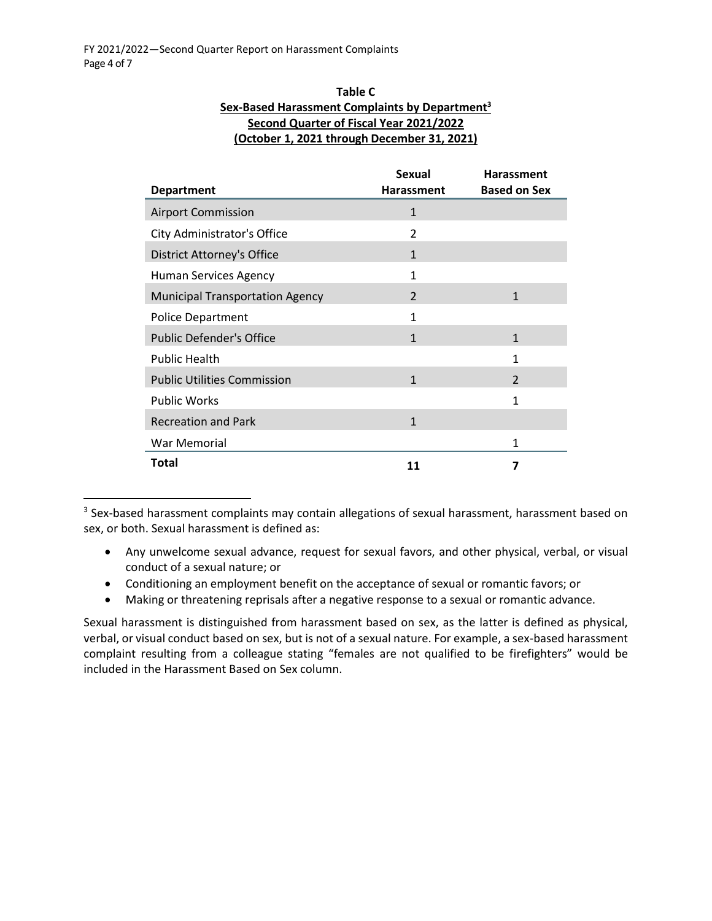**Table C**
**Sex-Based Harassment Complaints by Department[3]**
**Second Quarter of Fiscal Year 2021/2022**
**(October 1, 2021 through December 31, 2021)**

| Department | Sexual Harassment | Harassment Based on Sex |
|---|---|---|
| Airport Commission | 1 | |
| City Administrator's Office | 2 | |
| District Attorney's Office | 1 | |
| Human Services Agency | 1 | |
| Municipal Transportation Agency | 2 | 1 |
| Police Department | 1 | |
| Public Defender's Office | 1 | 1 |
| Public Health | | 1 |
| Public Utilities Commission | 1 | 2 |
| Public Works | | 1 |
| Recreation and Park | 1 | |
| War Memorial | | 1 |
| **Total** | **11** | **7** |

[3] Sex-based harassment complaints may contain allegations of sexual harassment, harassment based on sex, or both. Sexual harassment is defined as:

- Any unwelcome sexual advance, request for sexual favors, and other physical, verbal, or visual conduct of a sexual nature; or
- Conditioning an employment benefit on the acceptance of sexual or romantic favors; or
- Making or threatening reprisals after a negative response to a sexual or romantic advance.

Sexual harassment is distinguished from harassment based on sex, as the latter is defined as physical, verbal, or visual conduct based on sex, but is not of a sexual nature. For example, a sex-based harassment complaint resulting from a colleague stating "females are not qualified to be firefighters" would be included in the Harassment Based on Sex column.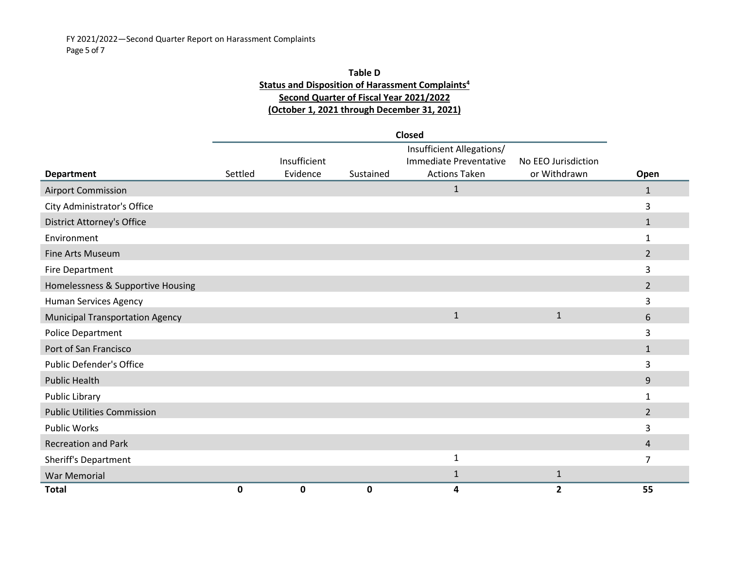**Table D**

**Status and Disposition of Harassment Complaints[4]**

**Second Quarter of Fiscal Year 2021/2022**

**(October 1, 2021 through December 31, 2021)**

| | Closed | | | | | |
|---|---|---|---|---|---|---|
| **Department** | Settled | Insufficient Evidence | Sustained | Insufficient Allegations/ Immediate Preventative Actions Taken | No EEO Jurisdiction or Withdrawn | **Open** |
| Airport Commission | | | | 1 | | 1 |
| City Administrator's Office | | | | | | 3 |
| District Attorney's Office | | | | | | 1 |
| Environment | | | | | | 1 |
| Fine Arts Museum | | | | | | 2 |
| Fire Department | | | | | | 3 |
| Homelessness & Supportive Housing | | | | | | 2 |
| Human Services Agency | | | | | | 3 |
| Municipal Transportation Agency | | | | 1 | 1 | 6 |
| Police Department | | | | | | 3 |
| Port of San Francisco | | | | | | 1 |
| Public Defender's Office | | | | | | 3 |
| Public Health | | | | | | 9 |
| Public Library | | | | | | 1 |
| Public Utilities Commission | | | | | | 2 |
| Public Works | | | | | | 3 |
| Recreation and Park | | | | | | 4 |
| Sheriff's Department | | | | 1 | | 7 |
| War Memorial | | | | 1 | 1 | |
| **Total** | **0** | **0** | **0** | **4** | **2** | **55** |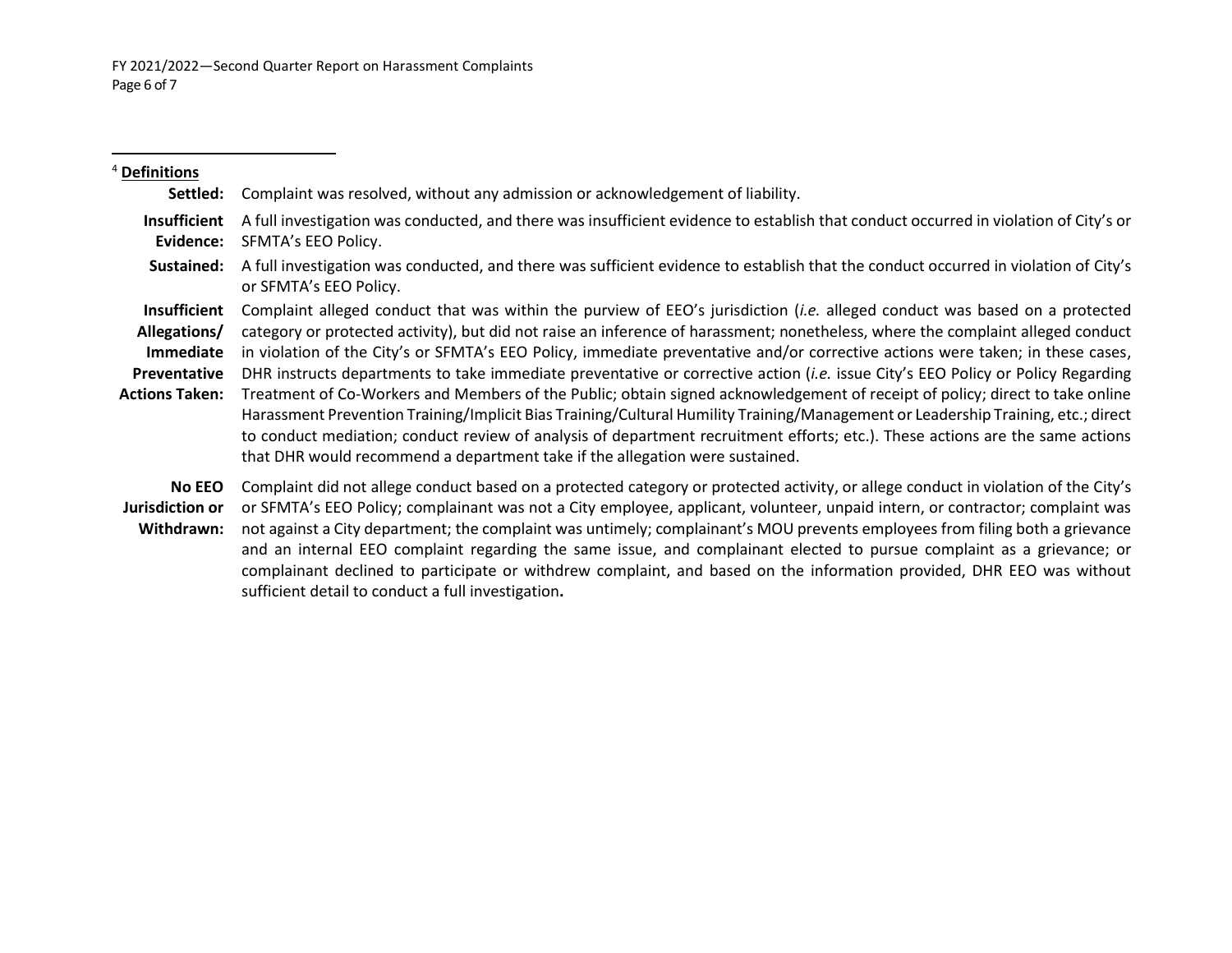[4] **Definitions**

**Settled:** Complaint was resolved, without any admission or acknowledgement of liability.

**Insufficient Evidence:** A full investigation was conducted, and there was insufficient evidence to establish that conduct occurred in violation of City's or SFMTA's EEO Policy.

**Sustained:** A full investigation was conducted, and there was sufficient evidence to establish that the conduct occurred in violation of City's or SFMTA's EEO Policy.

**Insufficient Allegations/ Immediate Preventative Actions Taken:** Complaint alleged conduct that was within the purview of EEO's jurisdiction (*i.e.* alleged conduct was based on a protected category or protected activity), but did not raise an inference of harassment; nonetheless, where the complaint alleged conduct in violation of the City's or SFMTA's EEO Policy, immediate preventative and/or corrective actions were taken; in these cases, DHR instructs departments to take immediate preventative or corrective action (*i.e.* issue City's EEO Policy or Policy Regarding Treatment of Co-Workers and Members of the Public; obtain signed acknowledgement of receipt of policy; direct to take online Harassment Prevention Training/Implicit Bias Training/Cultural Humility Training/Management or Leadership Training, etc.; direct to conduct mediation; conduct review of analysis of department recruitment efforts; etc.). These actions are the same actions that DHR would recommend a department take if the allegation were sustained.

**No EEO Jurisdiction or Withdrawn:** Complaint did not allege conduct based on a protected category or protected activity, or allege conduct in violation of the City's or SFMTA's EEO Policy; complainant was not a City employee, applicant, volunteer, unpaid intern, or contractor; complaint was not against a City department; the complaint was untimely; complainant's MOU prevents employees from filing both a grievance and an internal EEO complaint regarding the same issue, and complainant elected to pursue complaint as a grievance; or complainant declined to participate or withdrew complaint, and based on the information provided, DHR EEO was without sufficient detail to conduct a full investigation.